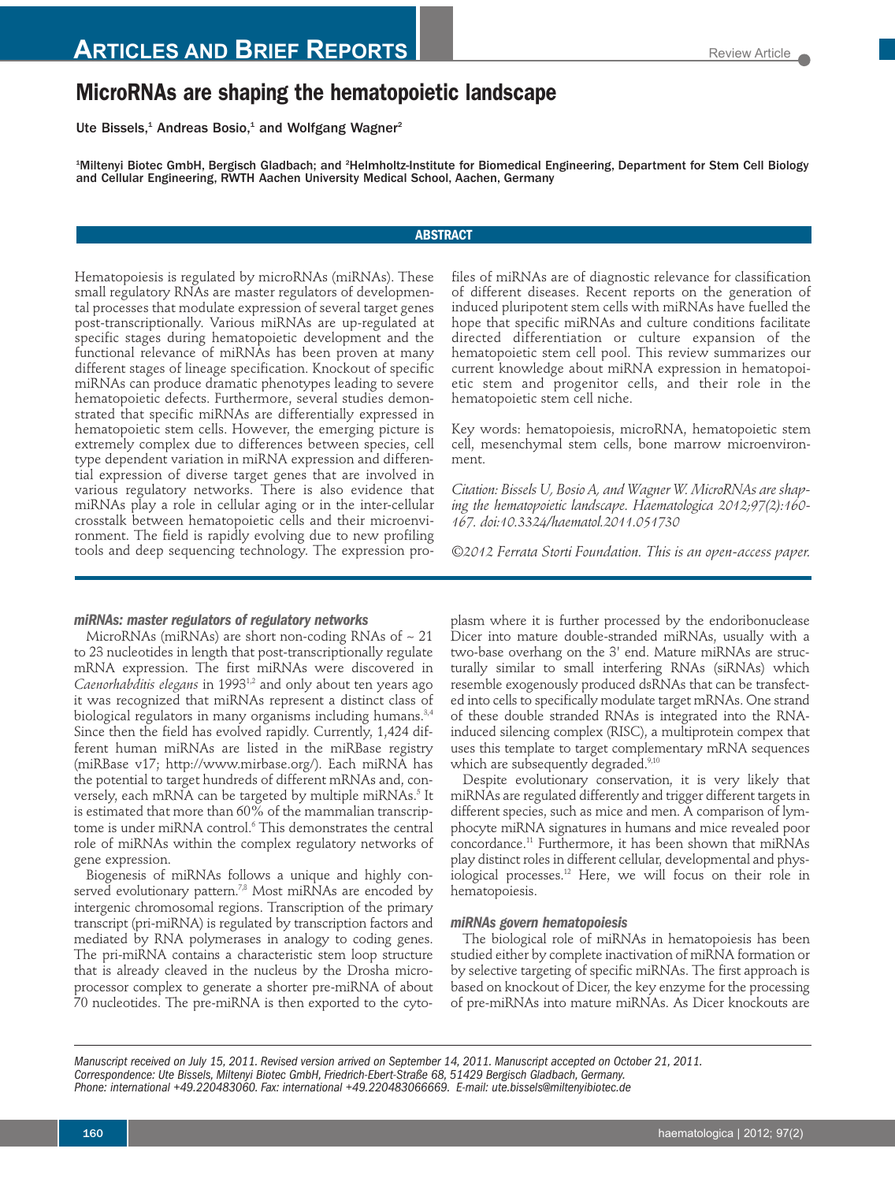# MicroRNAs are shaping the hematopoietic landscape

Ute Bissels,[1] Andreas Bosio,[1] and Wolfgang Wagner[2]

[1]Miltenyi Biotec GmbH, Bergisch Gladbach; and [2]Helmholtz-Institute for Biomedical Engineering, Department for Stem Cell Biology and Cellular Engineering, RWTH Aachen University Medical School, Aachen, Germany

## ABSTRACT

Hematopoiesis is regulated by microRNAs (miRNAs). These small regulatory RNAs are master regulators of developmental processes that modulate expression of several target genes post-transcriptionally. Various miRNAs are up-regulated at specific stages during hematopoietic development and the functional relevance of miRNAs has been proven at many different stages of lineage specification. Knockout of specific miRNAs can produce dramatic phenotypes leading to severe hematopoietic defects. Furthermore, several studies demonstrated that specific miRNAs are differentially expressed in hematopoietic stem cells. However, the emerging picture is extremely complex due to differences between species, cell type dependent variation in miRNA expression and differential expression of diverse target genes that are involved in various regulatory networks. There is also evidence that miRNAs play a role in cellular aging or in the inter-cellular crosstalk between hematopoietic cells and their microenvironment. The field is rapidly evolving due to new profiling tools and deep sequencing technology. The expression profiles of miRNAs are of diagnostic relevance for classification of different diseases. Recent reports on the generation of induced pluripotent stem cells with miRNAs have fuelled the hope that specific miRNAs and culture conditions facilitate directed differentiation or culture expansion of the hematopoietic stem cell pool. This review summarizes our current knowledge about miRNA expression in hematopoietic stem and progenitor cells, and their role in the hematopoietic stem cell niche.

Key words: hematopoiesis, microRNA, hematopoietic stem cell, mesenchymal stem cells, bone marrow microenvironment.

*Citation: Bissels U, Bosio A, and Wagner W. MicroRNAs are shaping the hematopoietic landscape. Haematologica 2012;97(2):160-167. doi:10.3324/haematol.2011.051730*

*©2012 Ferrata Storti Foundation. This is an open-access paper.*

### miRNAs: master regulators of regulatory networks

MicroRNAs (miRNAs) are short non-coding RNAs of ~ 21 to 23 nucleotides in length that post-transcriptionally regulate mRNA expression. The first miRNAs were discovered in *Caenorhabditis elegans* in 1993[1,2] and only about ten years ago it was recognized that miRNAs represent a distinct class of biological regulators in many organisms including humans.[3,4] Since then the field has evolved rapidly. Currently, 1,424 different human miRNAs are listed in the miRBase registry (miRBase v17; http://www.mirbase.org/). Each miRNA has the potential to target hundreds of different mRNAs and, conversely, each mRNA can be targeted by multiple miRNAs.[5] It is estimated that more than 60% of the mammalian transcriptome is under miRNA control.[6] This demonstrates the central role of miRNAs within the complex regulatory networks of gene expression.

Biogenesis of miRNAs follows a unique and highly conserved evolutionary pattern.[7,8] Most miRNAs are encoded by intergenic chromosomal regions. Transcription of the primary transcript (pri-miRNA) is regulated by transcription factors and mediated by RNA polymerases in analogy to coding genes. The pri-miRNA contains a characteristic stem loop structure that is already cleaved in the nucleus by the Drosha microprocessor complex to generate a shorter pre-miRNA of about 70 nucleotides. The pre-miRNA is then exported to the cytoplasm where it is further processed by the endoribonuclease Dicer into mature double-stranded miRNAs, usually with a two-base overhang on the 3' end. Mature miRNAs are structurally similar to small interfering RNAs (siRNAs) which resemble exogenously produced dsRNAs that can be transfected into cells to specifically modulate target mRNAs. One strand of these double stranded RNAs is integrated into the RNA-induced silencing complex (RISC), a multiprotein complex that uses this template to target complementary mRNA sequences which are subsequently degraded.[9,10]

Despite evolutionary conservation, it is very likely that miRNAs are regulated differently and trigger different targets in different species, such as mice and men. A comparison of lymphocyte miRNA signatures in humans and mice revealed poor concordance.[11] Furthermore, it has been shown that miRNAs play distinct roles in different cellular, developmental and physiological processes.[12] Here, we will focus on their role in hematopoiesis.

### miRNAs govern hematopoiesis

The biological role of miRNAs in hematopoiesis has been studied either by complete inactivation of miRNA formation or by selective targeting of specific miRNAs. The first approach is based on knockout of Dicer, the key enzyme for the processing of pre-miRNAs into mature miRNAs. As Dicer knockouts are

*Manuscript received on July 15, 2011. Revised version arrived on September 14, 2011. Manuscript accepted on October 21, 2011.*
*Correspondence: Ute Bissels, Miltenyi Biotec GmbH, Friedrich-Ebert-Straße 68, 51429 Bergisch Gladbach, Germany.*
*Phone: international +49.220483060. Fax: international +49.220483066669. E-mail: ute.bissels@miltenyibiotec.de*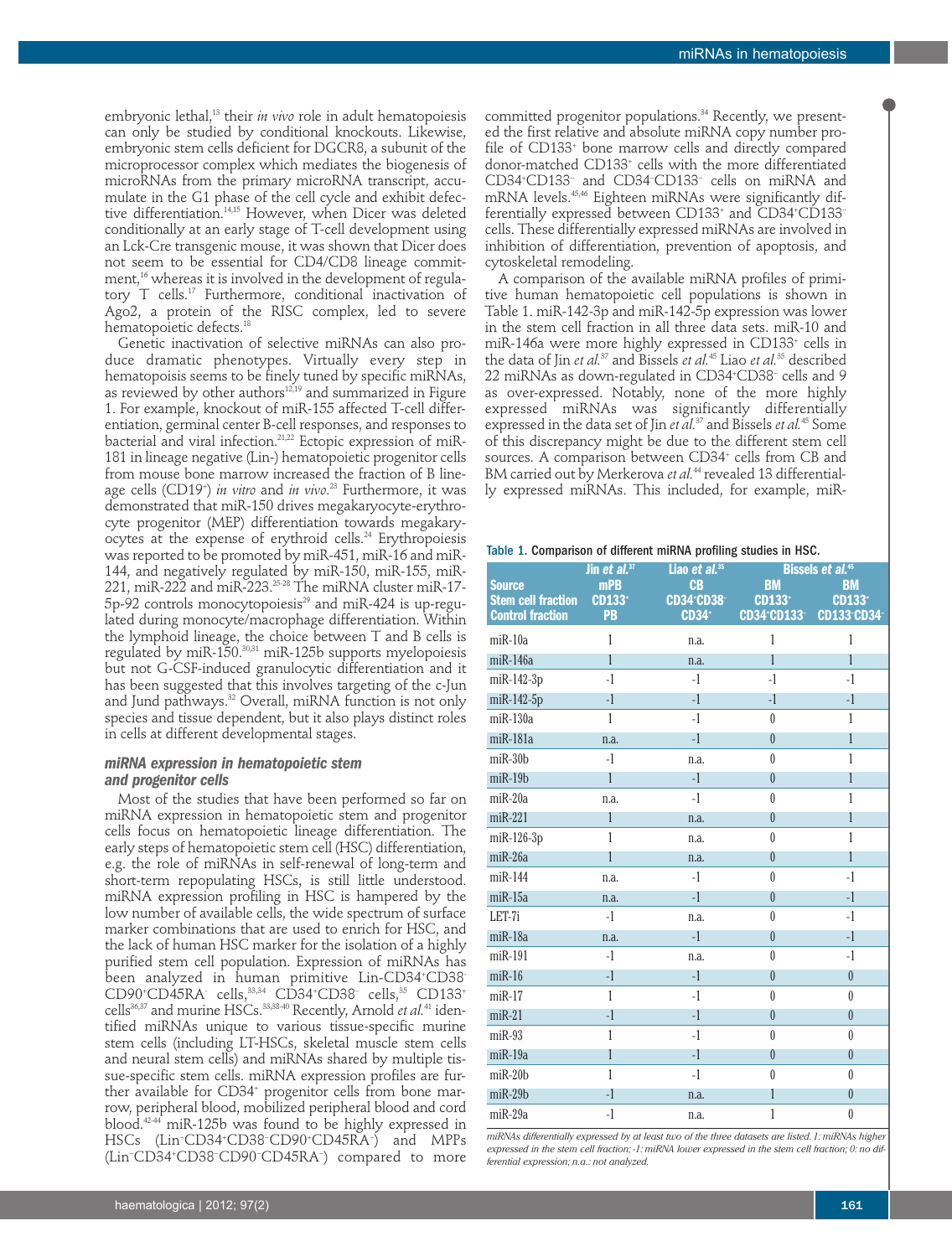embryonic lethal,[13] their *in vivo* role in adult hematopoiesis can only be studied by conditional knockouts. Likewise, embryonic stem cells deficient for DGCR8, a subunit of the microprocessor complex which mediates the biogenesis of microRNAs from the primary microRNA transcript, accumulate in the G1 phase of the cell cycle and exhibit defective differentiation.[14,15] However, when Dicer was deleted conditionally at an early stage of T-cell development using an Lck-Cre transgenic mouse, it was shown that Dicer does not seem to be essential for CD4/CD8 lineage commitment,[16] whereas it is involved in the development of regulatory T cells.[17] Furthermore, conditional inactivation of Ago2, a protein of the RISC complex, led to severe hematopoietic defects.[18]

Genetic inactivation of selective miRNAs can also produce dramatic phenotypes. Virtually every step in hematopoisis seems to be finely tuned by specific miRNAs, as reviewed by other authors[12,19] and summarized in Figure 1. For example, knockout of miR-155 affected T-cell differentiation, germinal center B-cell responses, and responses to bacterial and viral infection.[21,22] Ectopic expression of miR-181 in lineage negative (Lin-) hematopoietic progenitor cells from mouse bone marrow increased the fraction of B lineage cells (CD19+) *in vitro* and *in vivo*.[23] Furthermore, it was demonstrated that miR-150 drives megakaryocyte-erythrocyte progenitor (MEP) differentiation towards megakaryocytes at the expense of erythroid cells.[24] Erythropoiesis was reported to be promoted by miR-451, miR-16 and miR-144, and negatively regulated by miR-150, miR-155, miR-221, miR-222 and miR-223.[25-28] The miRNA cluster miR-17-5p-92 controls monocytopoiesis[29] and miR-424 is up-regulated during monocyte/macrophage differentiation. Within the lymphoid lineage, the choice between T and B cells is regulated by miR-150.[30,31] miR-125b supports myelopoiesis but not G-CSF-induced granulocytic differentiation and it has been suggested that this involves targeting of the c-Jun and Jund pathways.[32] Overall, miRNA function is not only species and tissue dependent, but it also plays distinct roles in cells at different developmental stages.

### miRNA expression in hematopoietic stem and progenitor cells

Most of the studies that have been performed so far on miRNA expression in hematopoietic stem and progenitor cells focus on hematopoietic lineage differentiation. The early steps of hematopoietic stem cell (HSC) differentiation, e.g. the role of miRNAs in self-renewal of long-term and short-term repopulating HSCs, is still little understood. miRNA expression profiling in HSC is hampered by the low number of available cells, the wide spectrum of surface marker combinations that are used to enrich for HSC, and the lack of human HSC marker for the isolation of a highly purified stem cell population. Expression of miRNAs has been analyzed in human primitive Lin-CD34+CD38-CD90+CD45RA- cells,[33,34] CD34+CD38- cells,[35] CD133+ cells[36,37] and murine HSCs.[33,38-40] Recently, Arnold *et al.*[41] identified miRNAs unique to various tissue-specific murine stem cells (including LT-HSCs, skeletal muscle stem cells and neural stem cells) and miRNAs shared by multiple tissue-specific stem cells. miRNA expression profiles are further available for CD34+ progenitor cells from bone marrow, peripheral blood, mobilized peripheral blood and cord blood.[42-44] miR-125b was found to be highly expressed in HSCs (Lin-CD34+CD38-CD90+CD45RA-) and MPPs (Lin-CD34+CD38-CD90-CD45RA-) compared to more committed progenitor populations.[34] Recently, we presented the first relative and absolute miRNA copy number profile of CD133+ bone marrow cells and directly compared donor-matched CD133+ cells with the more differentiated CD34+CD133- and CD34-CD133- cells on miRNA and mRNA levels.[45,46] Eighteen miRNAs were significantly differentially expressed between CD133+ and CD34+CD133- cells. These differentially expressed miRNAs are involved in inhibition of differentiation, prevention of apoptosis, and cytoskeletal remodeling.

A comparison of the available miRNA profiles of primitive human hematopoietic cell populations is shown in Table 1. miR-142-3p and miR-142-5p expression was lower in the stem cell fraction in all three data sets. miR-10 and miR-146a were more highly expressed in CD133+ cells in the data of Jin *et al.*[37] and Bissels *et al.*[45] Liao *et al.*[35] described 22 miRNAs as down-regulated in CD34+CD38- cells and 9 as over-expressed. Notably, none of the more highly expressed miRNAs was significantly differentially expressed in the data set of Jin *et al.*[37] and Bissels *et al.*[45] Some of this discrepancy might be due to the different stem cell sources. A comparison between CD34+ cells from CB and BM carried out by Merkerova *et al.*[44] revealed 13 differentially expressed miRNAs. This included, for example, miR-

**Table 1.** Comparison of different miRNA profiling studies in HSC.

| Source | Jin *et al.*[37] mPB | Liao *et al.*[35] CB | Bissels *et al.*[45] BM | Bissels *et al.*[45] BM |
|---|---|---|---|---|
| Stem cell fraction | CD133+ | CD34+CD38- | CD133+ | CD133+ |
| Control fraction | PB | CD34+ | CD34+CD133- | CD133-CD34- |
| miR-10a | 1 | n.a. | 1 | 1 |
| miR-146a | 1 | n.a. | 1 | 1 |
| miR-142-3p | -1 | -1 | -1 | -1 |
| miR-142-5p | -1 | -1 | -1 | -1 |
| miR-130a | 1 | -1 | 0 | 1 |
| miR-181a | n.a. | -1 | 0 | 1 |
| miR-30b | -1 | n.a. | 0 | 1 |
| miR-19b | 1 | -1 | 0 | 1 |
| miR-20a | n.a. | -1 | 0 | 1 |
| miR-221 | 1 | n.a. | 0 | 1 |
| miR-126-3p | 1 | n.a. | 0 | 1 |
| miR-26a | 1 | n.a. | 0 | 1 |
| miR-144 | n.a. | -1 | 0 | -1 |
| miR-15a | n.a. | -1 | 0 | -1 |
| LET-7i | -1 | n.a. | 0 | -1 |
| miR-18a | n.a. | -1 | 0 | -1 |
| miR-191 | -1 | n.a. | 0 | -1 |
| miR-16 | -1 | -1 | 0 | 0 |
| miR-17 | 1 | -1 | 0 | 0 |
| miR-21 | -1 | -1 | 0 | 0 |
| miR-93 | 1 | -1 | 0 | 0 |
| miR-19a | 1 | -1 | 0 | 0 |
| miR-20b | 1 | -1 | 0 | 0 |
| miR-29b | -1 | n.a. | 1 | 0 |
| miR-29a | -1 | n.a. | 1 | 0 |

*miRNAs differentially expressed by at least two of the three datasets are listed. 1: miRNAs higher expressed in the stem cell fraction; -1: miRNA lower expressed in the stem cell fraction; 0: no differential expression; n.a.: not analyzed.*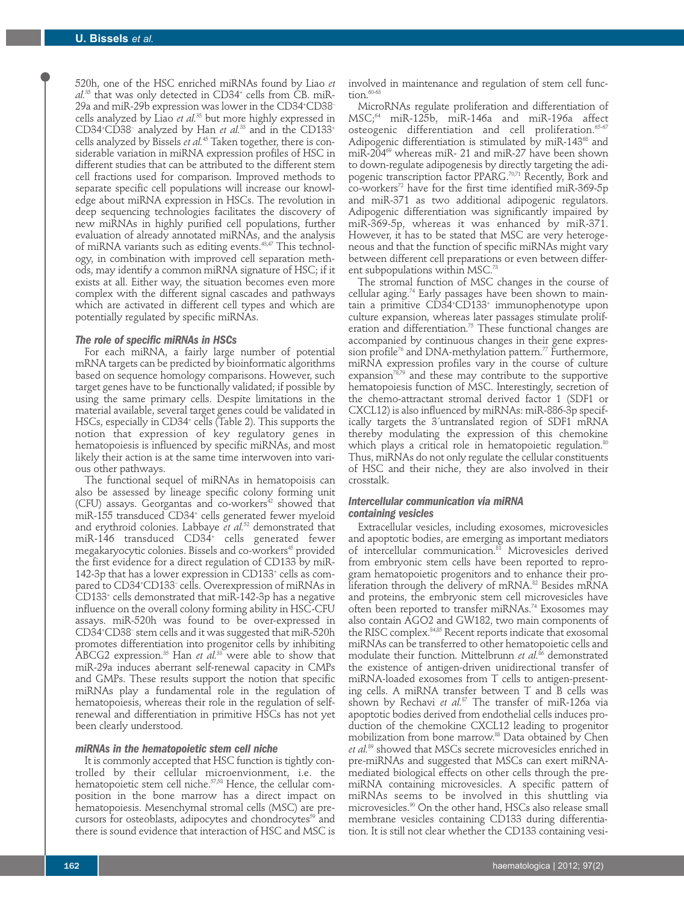520h, one of the HSC enriched miRNAs found by Liao *et al.*[35] that was only detected in CD34+ cells from CB. miR-29a and miR-29b expression was lower in the CD34+CD38- cells analyzed by Liao *et al.*[35] but more highly expressed in CD34+CD38- analyzed by Han *et al.*[33] and in the CD133+ cells analyzed by Bissels *et al.*[45] Taken together, there is considerable variation in miRNA expression profiles of HSC in different studies that can be attributed to the different stem cell fractions used for comparison. Improved methods to separate specific cell populations will increase our knowledge about miRNA expression in HSCs. The revolution in deep sequencing technologies facilitates the discovery of new miRNAs in highly purified cell populations, further evaluation of already annotated miRNAs, and the analysis of miRNA variants such as editing events.[43,47] This technology, in combination with improved cell separation methods, may identify a common miRNA signature of HSC; if it exists at all. Either way, the situation becomes even more complex with the different signal cascades and pathways which are activated in different cell types and which are potentially regulated by specific miRNAs.

### The role of specific miRNAs in HSCs

For each miRNA, a fairly large number of potential mRNA targets can be predicted by bioinformatic algorithms based on sequence homology comparisons. However, such target genes have to be functionally validated; if possible by using the same primary cells. Despite limitations in the material available, several target genes could be validated in HSCs, especially in CD34+ cells (Table 2). This supports the notion that expression of key regulatory genes in hematopoiesis is influenced by specific miRNAs, and most likely their action is at the same time interwoven into various other pathways.

The functional sequel of miRNAs in hematopoisis can also be assessed by lineage specific colony forming unit (CFU) assays. Georgantas and co-workers[42] showed that miR-155 transduced CD34+ cells generated fewer myeloid and erythroid colonies. Labbaye *et al.*[52] demonstrated that miR-146 transduced CD34+ cells generated fewer megakaryocytic colonies. Bissels and co-workers[45] provided the first evidence for a direct regulation of CD133 by miR-142-3p that has a lower expression in CD133+ cells as compared to CD34+CD133- cells. Overexpression of miRNAs in CD133+ cells demonstrated that miR-142-3p has a negative influence on the overall colony forming ability in HSC-CFU assays. miR-520h was found to be over-expressed in CD34+CD38- stem cells and it was suggested that miR-520h promotes differentiation into progenitor cells by inhibiting ABCG2 expression.[35] Han *et al.*[33] were able to show that miR-29a induces aberrant self-renewal capacity in CMPs and GMPs. These results support the notion that specific miRNAs play a fundamental role in the regulation of hematopoiesis, whereas their role in the regulation of self-renewal and differentiation in primitive HSCs has not yet been clearly understood.

### miRNAs in the hematopoietic stem cell niche

It is commonly accepted that HSC function is tightly controlled by their cellular microenvionment, i.e. the hematopoietic stem cell niche.[57,58] Hence, the cellular composition in the bone marrow has a direct impact on hematopoiesis. Mesenchymal stromal cells (MSC) are precursors for osteoblasts, adipocytes and chondrocytes[59] and there is sound evidence that interaction of HSC and MSC is involved in maintenance and regulation of stem cell function.[60-63]

MicroRNAs regulate proliferation and differentiation of MSC;[64] miR-125b, miR-146a and miR-196a affect osteogenic differentiation and cell proliferation.[65-67] Adipogenic differentiation is stimulated by miR-143[68] and miR-204[69] whereas miR- 21 and miR-27 have been shown to down-regulate adipogenesis by directly targeting the adipogenic transcription factor PPARG.[70,71] Recently, Bork and co-workers[72] have for the first time identified miR-369-5p and miR-371 as two additional adipogenic regulators. Adipogenic differentiation was significantly impaired by miR-369-5p, whereas it was enhanced by miR-371. However, it has to be stated that MSC are very heterogeneous and that the function of specific miRNAs might vary between different cell preparations or even between different subpopulations within MSC.[73]

The stromal function of MSC changes in the course of cellular aging.[74] Early passages have been shown to maintain a primitive CD34+CD133+ immunophenotype upon culture expansion, whereas later passages stimulate proliferation and differentiation.[75] These functional changes are accompanied by continuous changes in their gene expression profile[76] and DNA-methylation pattern.[77] Furthermore, miRNA expression profiles vary in the course of culture expansion[78,79] and these may contribute to the supportive hematopoiesis function of MSC. Interestingly, secretion of the chemo-attractant stromal derived factor 1 (SDF1 or CXCL12) is also influenced by miRNAs: miR-886-3p specifically targets the 3´untranslated region of SDF1 mRNA thereby modulating the expression of this chemokine which plays a critical role in hematopoietic regulation.[80] Thus, miRNAs do not only regulate the cellular constituents of HSC and their niche, they are also involved in their crosstalk.

### Intercellular communication via miRNA containing vesicles

Extracellular vesicles, including exosomes, microvesicles and apoptotic bodies, are emerging as important mediators of intercellular communication.[81] Microvesicles derived from embryonic stem cells have been reported to reprogram hematopoietic progenitors and to enhance their proliferation through the delivery of mRNA.[82] Besides mRNA and proteins, the embryonic stem cell microvesicles have often been reported to transfer miRNAs.[74] Exosomes may also contain AGO2 and GW182, two main components of the RISC complex.[84,85] Recent reports indicate that exosomal miRNAs can be transferred to other hematopoietic cells and modulate their function. Mittelbrunn *et al.*[86] demonstrated the existence of antigen-driven unidirectional transfer of miRNA-loaded exosomes from T cells to antigen-presenting cells. A miRNA transfer between T and B cells was shown by Rechavi *et al.*[87] The transfer of miR-126a via apoptotic bodies derived from endothelial cells induces production of the chemokine CXCL12 leading to progenitor mobilization from bone marrow.[88] Data obtained by Chen *et al.*[89] showed that MSCs secrete microvesicles enriched in pre-miRNAs and suggested that MSCs can exert miRNA-mediated biological effects on other cells through the pre-miRNA containing microvesicles. A specific pattern of miRNAs seems to be involved in this shuttling via microvesicles.[90] On the other hand, HSCs also release small membrane vesicles containing CD133 during differentiation. It is still not clear whether the CD133 containing vesi-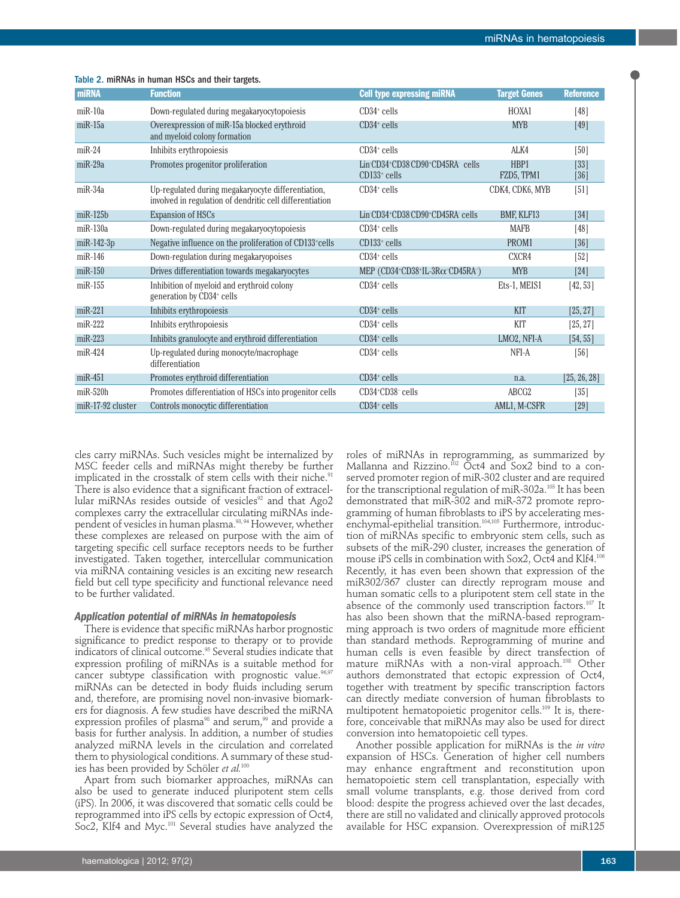Table 2. miRNAs in human HSCs and their targets.

| miRNA | Function | Cell type expressing miRNA | Target Genes | Reference |
|---|---|---|---|---|
| miR-10a | Down-regulated during megakaryocytopoiesis | $CD34^+$ cells | HOXA1 | [48] |
| miR-15a | Overexpression of miR-15a blocked erythroid and myeloid colony formation | $CD34^+$ cells | MYB | [49] |
| miR-24 | Inhibits erythropoiesis | $CD34^+$ cells | ALK4 | [50] |
| miR-29a | Promotes progenitor proliferation | $Lin^-CD34^+CD38^-CD90^+CD45RA^-$ cells $CD133^+$ cells | HBP1 FZD5, TPM1 | [33] [36] |
| miR-34a | Up-regulated during megakaryocyte differentiation, involved in regulation of dendritic cell differentiation | $CD34^+$ cells | CDK4, CDK6, MYB | [51] |
| miR-125b | Expansion of HSCs | $Lin^-CD34^+CD38^-CD90^+CD45RA^-$ cells | BMF, KLF13 | [34] |
| miR-130a | Down-regulated during megakaryocytopoiesis | $CD34^+$ cells | MAFB | [48] |
| miR-142-3p | Negative influence on the proliferation of $CD133^+$ cells | $CD133^+$ cells | PROM1 | [36] |
| miR-146 | Down-regulation during megakaryopoises | $CD34^+$ cells | CXCR4 | [52] |
| miR-150 | Drives differentiation towards megakaryocytes | MEP ($CD34^+CD38^+IL\text{-}3R\alpha^-CD45RA^-$) | MYB | [24] |
| miR-155 | Inhibition of myeloid and erythroid colony generation by $CD34^+$ cells | $CD34^+$ cells | Ets-1, MEIS1 | [42, 53] |
| miR-221 | Inhibits erythropoiesis | $CD34^+$ cells | KIT | [25, 27] |
| miR-222 | Inhibits erythropoiesis | $CD34^+$ cells | KIT | [25, 27] |
| miR-223 | Inhibits granulocyte and erythroid differentiation | $CD34^+$ cells | LMO2, NFI-A | [54, 55] |
| miR-424 | Up-regulated during monocyte/macrophage differentiation | $CD34^+$ cells | NFI-A | [56] |
| miR-451 | Promotes erythroid differentiation | $CD34^+$ cells | n.a. | [25, 26, 28] |
| miR-520h | Promotes differentiation of HSCs into progenitor cells | $CD34^+CD38^-$ cells | ABCG2 | [35] |
| miR-17-92 cluster | Controls monocytic differentiation | $CD34^+$ cells | AML1, M-CSFR | [29] |

cles carry miRNAs. Such vesicles might be internalized by MSC feeder cells and miRNAs might thereby be further implicated in the crosstalk of stem cells with their niche.[91] There is also evidence that a significant fraction of extracellular miRNAs resides outside of vesicles[92] and that Ago2 complexes carry the extracellular circulating miRNAs independent of vesicles in human plasma.[93,94] However, whether these complexes are released on purpose with the aim of targeting specific cell surface receptors needs to be further investigated. Taken together, intercellular communication via miRNA containing vesicles is an exciting new research field but cell type specificity and functional relevance need to be further validated.

### *Application potential of miRNAs in hematopoiesis*

There is evidence that specific miRNAs harbor prognostic significance to predict response to therapy or to provide indicators of clinical outcome.[95] Several studies indicate that expression profiling of miRNAs is a suitable method for cancer subtype classification with prognostic value.[96,97] miRNAs can be detected in body fluids including serum and, therefore, are promising novel non-invasive biomarkers for diagnosis. A few studies have described the miRNA expression profiles of plasma[98] and serum,[99] and provide a basis for further analysis. In addition, a number of studies analyzed miRNA levels in the circulation and correlated them to physiological conditions. A summary of these studies has been provided by Schöler *et al.*[100]

Apart from such biomarker approaches, miRNAs can also be used to generate induced pluripotent stem cells (iPS). In 2006, it was discovered that somatic cells could be reprogrammed into iPS cells by ectopic expression of Oct4, Soc2, Klf4 and Myc.[101] Several studies have analyzed the roles of miRNAs in reprogramming, as summarized by Mallanna and Rizzino.[102] Oct4 and Sox2 bind to a conserved promoter region of miR-302 cluster and are required for the transcriptional regulation of miR-302a.[103] It has been demonstrated that miR-302 and miR-372 promote reprogramming of human fibroblasts to iPS by accelerating mesenchymal-epithelial transition.[104,105] Furthermore, introduction of miRNAs specific to embryonic stem cells, such as subsets of the miR-290 cluster, increases the generation of mouse iPS cells in combination with Sox2, Oct4 and Klf4.[106] Recently, it has even been shown that expression of the miR302/367 cluster can directly reprogram mouse and human somatic cells to a pluripotent stem cell state in the absence of the commonly used transcription factors.[107] It has also been shown that the miRNA-based reprogramming approach is two orders of magnitude more efficient than standard methods. Reprogramming of murine and human cells is even feasible by direct transfection of mature miRNAs with a non-viral approach.[108] Other authors demonstrated that ectopic expression of Oct4, together with treatment by specific transcription factors can directly mediate conversion of human fibroblasts to multipotent hematopoietic progenitor cells.[109] It is, therefore, conceivable that miRNAs may also be used for direct conversion into hematopoietic cell types.

Another possible application for miRNAs is the *in vitro* expansion of HSCs. Generation of higher cell numbers may enhance engraftment and reconstitution upon hematopoietic stem cell transplantation, especially with small volume transplants, e.g. those derived from cord blood: despite the progress achieved over the last decades, there are still no validated and clinically approved protocols available for HSC expansion. Overexpression of miR125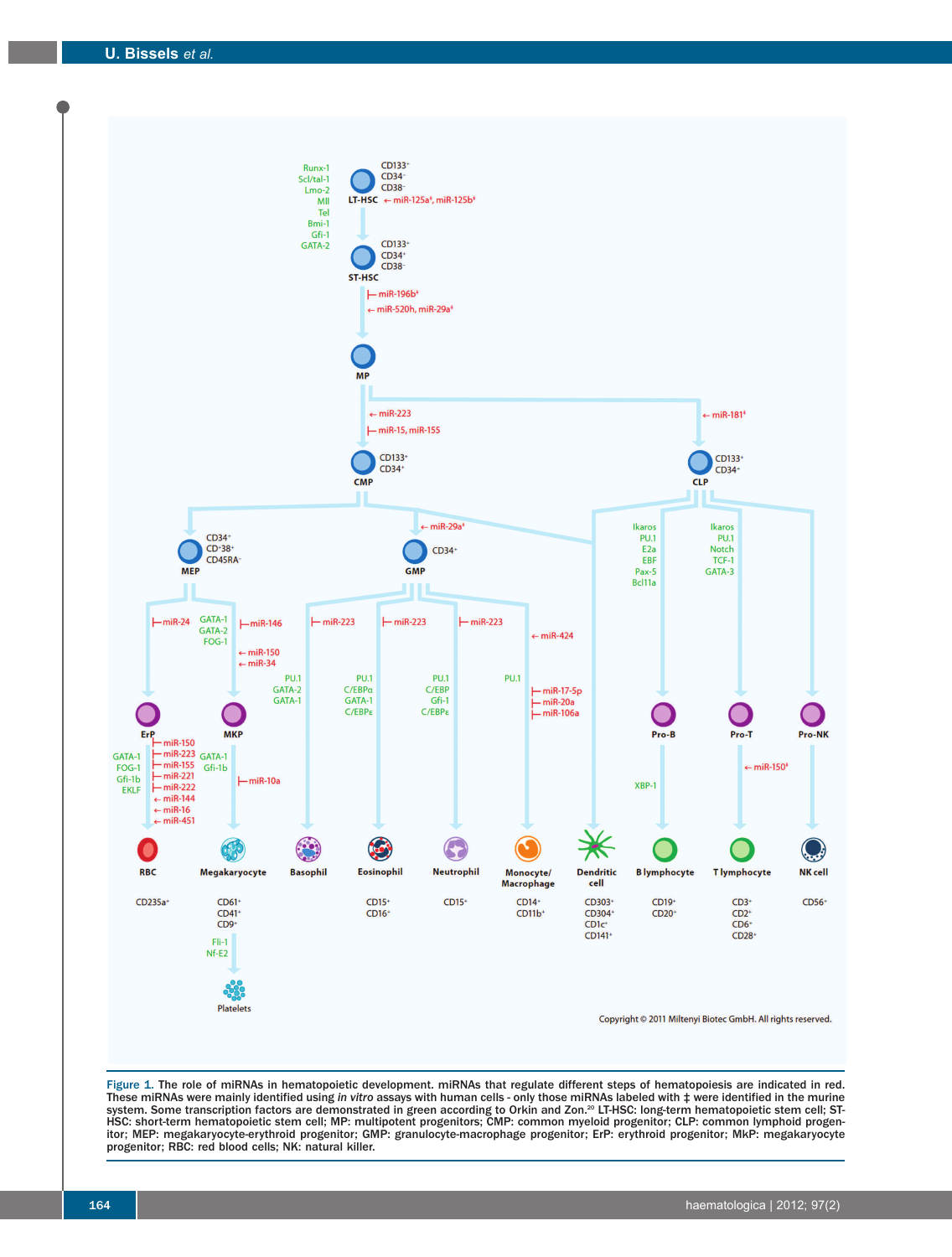Figure 1. The role of miRNAs in hematopoietic development. miRNAs that regulate different steps of hematopoiesis are indicated in red. These miRNAs were mainly identified using *in vitro* assays with human cells - only those miRNAs labeled with ‡ were identified in the murine system. Some transcription factors are demonstrated in green according to Orkin and Zon.[20] LT-HSC: long-term hematopoietic stem cell; ST-HSC: short-term hematopoietic stem cell; MP: multipotent progenitors; CMP: common myeloid progenitor; CLP: common lymphoid progenitor; MEP: megakaryocyte-erythroid progenitor; GMP: granulocyte-macrophage progenitor; ErP: erythroid progenitor; MkP: megakaryocyte progenitor; RBC: red blood cells; NK: natural killer.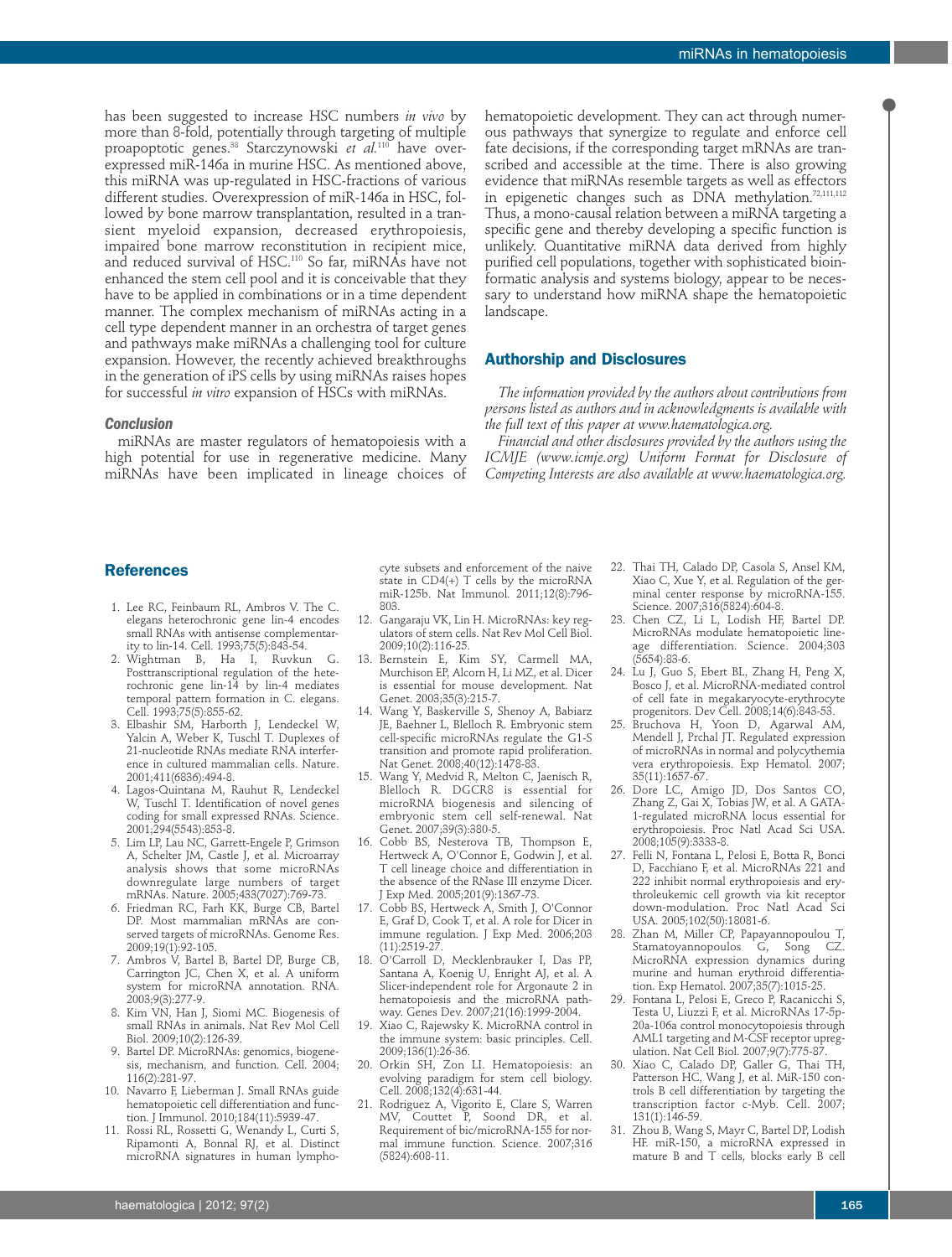has been suggested to increase HSC numbers *in vivo* by more than 8-fold, potentially through targeting of multiple proapoptotic genes.[38] Starczynowski *et al.*[110] have overexpressed miR-146a in murine HSC. As mentioned above, this miRNA was up-regulated in HSC-fractions of various different studies. Overexpression of miR-146a in HSC, followed by bone marrow transplantation, resulted in a transient myeloid expansion, decreased erythropoiesis, impaired bone marrow reconstitution in recipient mice, and reduced survival of HSC.[110] So far, miRNAs have not enhanced the stem cell pool and it is conceivable that they have to be applied in combinations or in a time dependent manner. The complex mechanism of miRNAs acting in a cell type dependent manner in an orchestra of target genes and pathways make miRNAs a challenging tool for culture expansion. However, the recently achieved breakthroughs in the generation of iPS cells by using miRNAs raises hopes for successful *in vitro* expansion of HSCs with miRNAs.

### Conclusion

miRNAs are master regulators of hematopoiesis with a high potential for use in regenerative medicine. Many miRNAs have been implicated in lineage choices of hematopoietic development. They can act through numerous pathways that synergize to regulate and enforce cell fate decisions, if the corresponding target mRNAs are transcribed and accessible at the time. There is also growing evidence that miRNAs resemble targets as well as effectors in epigenetic changes such as DNA methylation.[72,111,112] Thus, a mono-causal relation between a miRNA targeting a specific gene and thereby developing a specific function is unlikely. Quantitative miRNA data derived from highly purified cell populations, together with sophisticated bioinformatic analysis and systems biology, appear to be necessary to understand how miRNA shape the hematopoietic landscape.

## Authorship and Disclosures

*The information provided by the authors about contributions from persons listed as authors and in acknowledgments is available with the full text of this paper at www.haematologica.org.*

*Financial and other disclosures provided by the authors using the ICMJE (www.icmje.org) Uniform Format for Disclosure of Competing Interests are also available at www.haematologica.org.*

## References

1. Lee RC, Feinbaum RL, Ambros V. The C. elegans heterochronic gene lin-4 encodes small RNAs with antisense complementarity to lin-14. Cell. 1993;75(5):843-54.
2. Wightman B, Ha I, Ruvkun G. Posttranscriptional regulation of the heterochronic gene lin-14 by lin-4 mediates temporal pattern formation in C. elegans. Cell. 1993;75(5):855-62.
3. Elbashir SM, Harborth J, Lendeckel W, Yalcin A, Weber K, Tuschl T. Duplexes of 21-nucleotide RNAs mediate RNA interference in cultured mammalian cells. Nature. 2001;411(6836):494-8.
4. Lagos-Quintana M, Rauhut R, Lendeckel W, Tuschl T. Identification of novel genes coding for small expressed RNAs. Science. 2001;294(5543):853-8.
5. Lim LP, Lau NC, Garrett-Engele P, Grimson A, Schelter JM, Castle J, et al. Microarray analysis shows that some microRNAs downregulate large numbers of target mRNAs. Nature. 2005;433(7027):769-73.
6. Friedman RC, Farh KK, Burge CB, Bartel DP. Most mammalian mRNAs are conserved targets of microRNAs. Genome Res. 2009;19(1):92-105.
7. Ambros V, Bartel B, Bartel DP, Burge CB, Carrington JC, Chen X, et al. A uniform system for microRNA annotation. RNA. 2003;9(3):277-9.
8. Kim VN, Han J, Siomi MC. Biogenesis of small RNAs in animals. Nat Rev Mol Cell Biol. 2009;10(2):126-39.
9. Bartel DP. MicroRNAs: genomics, biogenesis, mechanism, and function. Cell. 2004; 116(2):281-97.
10. Navarro F, Lieberman J. Small RNAs guide hematopoietic cell differentiation and function. J Immunol. 2010;184(11):5939-47.
11. Rossi RL, Rossetti G, Wenandy L, Curti S, Ripamonti A, Bonnal RJ, et al. Distinct microRNA signatures in human lymphocyte subsets and enforcement of the naive state in CD4(+) T cells by the microRNA miR-125b. Nat Immunol. 2011;12(8):796-803.
12. Gangaraju VK, Lin H. MicroRNAs: key regulators of stem cells. Nat Rev Mol Cell Biol. 2009;10(2):116-25.
13. Bernstein E, Kim SY, Carmell MA, Murchison EP, Alcorn H, Li MZ, et al. Dicer is essential for mouse development. Nat Genet. 2003;35(3):215-7.
14. Wang Y, Baskerville S, Shenoy A, Babiarz JE, Baehner L, Blelloch R. Embryonic stem cell-specific microRNAs regulate the G1-S transition and promote rapid proliferation. Nat Genet. 2008;40(12):1478-83.
15. Wang Y, Medvid R, Melton C, Jaenisch R, Blelloch R. DGCR8 is essential for microRNA biogenesis and silencing of embryonic stem cell self-renewal. Nat Genet. 2007;39(3):380-5.
16. Cobb BS, Nesterova TB, Thompson E, Hertweck A, O'Connor E, Godwin J, et al. T cell lineage choice and differentiation in the absence of the RNase III enzyme Dicer. J Exp Med. 2005;201(9):1367-73.
17. Cobb BS, Hertweck A, Smith J, O'Connor E, Graf D, Cook T, et al. A role for Dicer in immune regulation. J Exp Med. 2006;203 (11):2519-27.
18. O'Carroll D, Mecklenbrauker I, Das PP, Santana A, Koenig U, Enright AJ, et al. A Slicer-independent role for Argonaute 2 in hematopoiesis and the microRNA pathway. Genes Dev. 2007;21(16):1999-2004.
19. Xiao C, Rajewsky K. MicroRNA control in the immune system: basic principles. Cell. 2009;136(1):26-36.
20. Orkin SH, Zon LI. Hematopoiesis: an evolving paradigm for stem cell biology. Cell. 2008;132(4):631-44.
21. Rodriguez A, Vigorito E, Clare S, Warren MV, Couttet P, Soond DR, et al. Requirement of bic/microRNA-155 for normal immune function. Science. 2007;316 (5824):608-11.
22. Thai TH, Calado DP, Casola S, Ansel KM, Xiao C, Xue Y, et al. Regulation of the germinal center response by microRNA-155. Science. 2007;316(5824):604-8.
23. Chen CZ, Li L, Lodish HF, Bartel DP. MicroRNAs modulate hematopoietic lineage differentiation. Science. 2004;303 (5654):83-6.
24. Lu J, Guo S, Ebert BL, Zhang H, Peng X, Bosco J, et al. MicroRNA-mediated control of cell fate in megakaryocyte-erythrocyte progenitors. Dev Cell. 2008;14(6):843-53.
25. Bruchova H, Yoon D, Agarwal AM, Mendell J, Prchal JT. Regulated expression of microRNAs in normal and polycythemia vera erythropoiesis. Exp Hematol. 2007; 35(11):1657-67.
26. Dore LC, Amigo JD, Dos Santos CO, Zhang Z, Gai X, Tobias JW, et al. A GATA-1-regulated microRNA locus essential for erythropoiesis. Proc Natl Acad Sci USA. 2008;105(9):3333-8.
27. Felli N, Fontana L, Pelosi E, Botta R, Bonci D, Facchiano F, et al. MicroRNAs 221 and 222 inhibit normal erythropoiesis and erythroleukemic cell growth via kit receptor down-modulation. Proc Natl Acad Sci USA. 2005;102(50):18081-6.
28. Zhan M, Miller CP, Papayannopoulou T, Stamatoyannopoulos G, Song CZ. MicroRNA expression dynamics during murine and human erythroid differentiation. Exp Hematol. 2007;35(7):1015-25.
29. Fontana L, Pelosi E, Greco P, Racanicchi S, Testa U, Liuzzi F, et al. MicroRNAs 17-5p-20a-106a control monocytopoiesis through AML1 targeting and M-CSF receptor upregulation. Nat Cell Biol. 2007;9(7):775-87.
30. Xiao C, Calado DP, Galler G, Thai TH, Patterson HC, Wang J, et al. MiR-150 controls B cell differentiation by targeting the transcription factor c-Myb. Cell. 2007; 131(1):146-59.
31. Zhou B, Wang S, Mayr C, Bartel DP, Lodish HF. miR-150, a microRNA expressed in mature B and T cells, blocks early B cell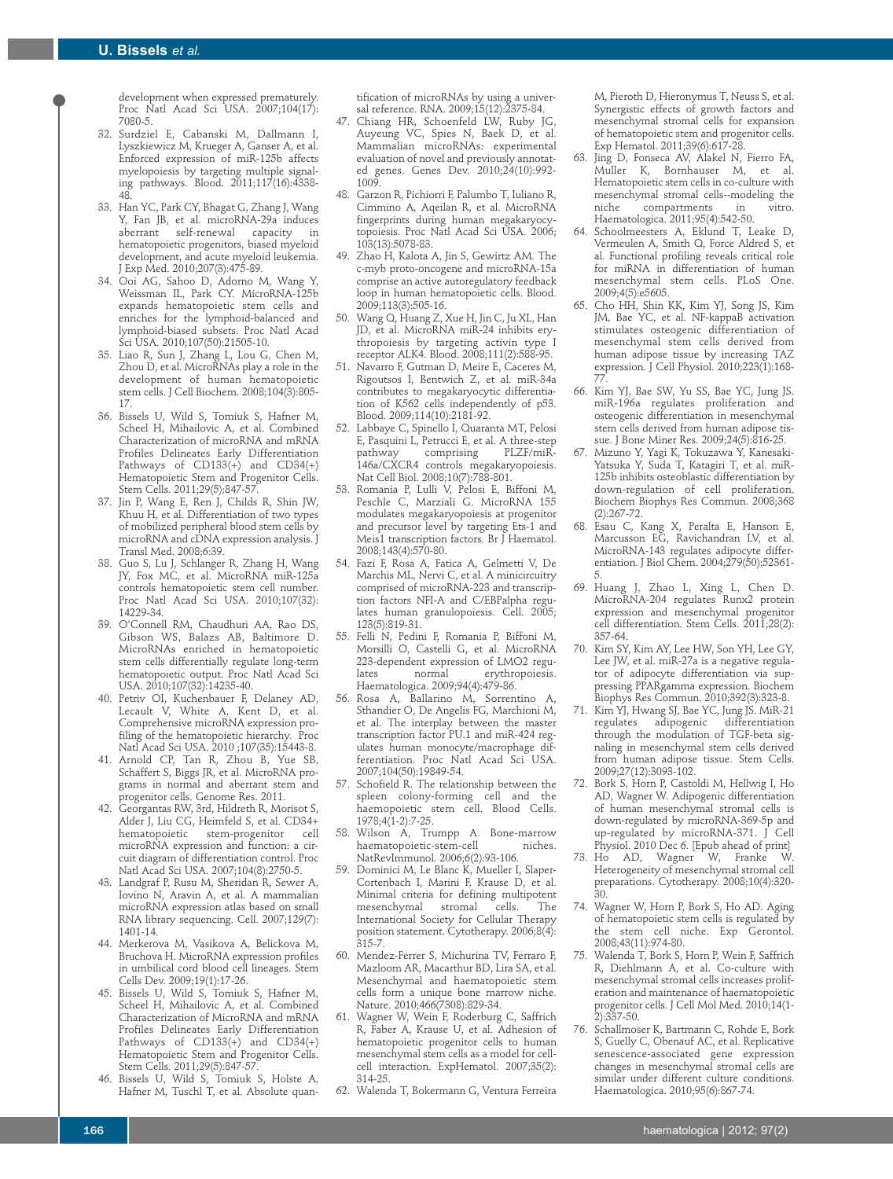development when expressed prematurely. Proc Natl Acad Sci USA. 2007;104(17): 7080-5.

32. Surdziel E, Cabanski M, Dallmann I, Lyszkiewicz M, Krueger A, Ganser A, et al. Enforced expression of miR-125b affects myelopoiesis by targeting multiple signaling pathways. Blood. 2011;117(16):4338-48.
33. Han YC, Park CY, Bhagat G, Zhang J, Wang Y, Fan JB, et al. microRNA-29a induces aberrant self-renewal capacity in hematopoietic progenitors, biased myeloid development, and acute myeloid leukemia. J Exp Med. 2010;207(3):475-89.
34. Ooi AG, Sahoo D, Adorno M, Wang Y, Weissman IL, Park CY. MicroRNA-125b expands hematopoietic stem cells and enriches for the lymphoid-balanced and lymphoid-biased subsets. Proc Natl Acad Sci USA. 2010;107(50):21505-10.
35. Liao R, Sun J, Zhang L, Lou G, Chen M, Zhou D, et al. MicroRNAs play a role in the development of human hematopoietic stem cells. J Cell Biochem. 2008;104(3):805-17.
36. Bissels U, Wild S, Tomiuk S, Hafner M, Scheel H, Mihailovic A, et al. Combined Characterization of microRNA and mRNA Profiles Delineates Early Differentiation Pathways of CD133(+) and CD34(+) Hematopoietic Stem and Progenitor Cells. Stem Cells. 2011;29(5):847-57.
37. Jin P, Wang E, Ren J, Childs R, Shin JW, Khuu H, et al. Differentiation of two types of mobilized peripheral blood stem cells by microRNA and cDNA expression analysis. J Transl Med. 2008;6:39.
38. Guo S, Lu J, Schlanger R, Zhang H, Wang JY, Fox MC, et al. MicroRNA miR-125a controls hematopoietic stem cell number. Proc Natl Acad Sci USA. 2010;107(32): 14229-34.
39. O'Connell RM, Chaudhuri AA, Rao DS, Gibson WS, Balazs AB, Baltimore D. MicroRNAs enriched in hematopoietic stem cells differentially regulate long-term hematopoietic output. Proc Natl Acad Sci USA. 2010;107(32):14235-40.
40. Petriv OI, Kuchenbauer F, Delaney AD, Lecault V, White A, Kent D, et al. Comprehensive microRNA expression profiling of the hematopoietic hierarchy. Proc Natl Acad Sci USA. 2010 ;107(35):15443-8.
41. Arnold CP, Tan R, Zhou B, Yue SB, Schaffert S, Biggs JR, et al. MicroRNA programs in normal and aberrant stem and progenitor cells. Genome Res. 2011.
42. Georgantas RW, 3rd, Hildreth R, Morisot S, Alder J, Liu CG, Heimfeld S, et al. CD34+ hematopoietic stem-progenitor cell microRNA expression and function: a circuit diagram of differentiation control. Proc Natl Acad Sci USA. 2007;104(8):2750-5.
43. Landgraf P, Rusu M, Sheridan R, Sewer A, Iovino N, Aravin A, et al. A mammalian microRNA expression atlas based on small RNA library sequencing. Cell. 2007;129(7): 1401-14.
44. Merkerova M, Vasikova A, Belickova M, Bruchova H. MicroRNA expression profiles in umbilical cord blood cell lineages. Stem Cells Dev. 2009;19(1):17-26.
45. Bissels U, Wild S, Tomiuk S, Hafner M, Scheel H, Mihailovic A, et al. Combined Characterization of MicroRNA and mRNA Profiles Delineates Early Differentiation Pathways of CD133(+) and CD34(+) Hematopoietic Stem and Progenitor Cells. Stem Cells. 2011;29(5):847-57.
46. Bissels U, Wild S, Tomiuk S, Holste A, Hafner M, Tuschl T, et al. Absolute quantification of microRNAs by using a universal reference. RNA. 2009;15(12):2375-84.
47. Chiang HR, Schoenfeld LW, Ruby JG, Auyeung VC, Spies N, Baek D, et al. Mammalian microRNAs: experimental evaluation of novel and previously annotated genes. Genes Dev. 2010;24(10):992-1009.
48. Garzon R, Pichiorri F, Palumbo T, Iuliano R, Cimmino A, Aqeilan R, et al. MicroRNA fingerprints during human megakaryocytopoiesis. Proc Natl Acad Sci USA. 2006; 103(13):5078-83.
49. Zhao H, Kalota A, Jin S, Gewirtz AM. The c-myb proto-oncogene and microRNA-15a comprise an active autoregulatory feedback loop in human hematopoietic cells. Blood. 2009;113(3):505-16.
50. Wang Q, Huang Z, Xue H, Jin C, Ju XL, Han JD, et al. MicroRNA miR-24 inhibits erythropoiesis by targeting activin type I receptor ALK4. Blood. 2008;111(2):588-95.
51. Navarro F, Gutman D, Meire E, Caceres M, Rigoutsos I, Bentwich Z, et al. miR-34a contributes to megakaryocytic differentiation of K562 cells independently of p53. Blood. 2009;114(10):2181-92.
52. Labbaye C, Spinello I, Quaranta MT, Pelosi E, Pasquini L, Petrucci E, et al. A three-step pathway comprising PLZF/miR-146a/CXCR4 controls megakaryopoiesis. Nat Cell Biol. 2008;10(7):788-801.
53. Romania P, Lulli V, Pelosi E, Biffoni M, Peschle C, Marziali G. MicroRNA 155 modulates megakaryopoiesis at progenitor and precursor level by targeting Ets-1 and Meis1 transcription factors. Br J Haematol. 2008;143(4):570-80.
54. Fazi F, Rosa A, Fatica A, Gelmetti V, De Marchis ML, Nervi C, et al. A minicircuitry comprised of microRNA-223 and transcription factors NFI-A and C/EBPalpha regulates human granulopoiesis. Cell. 2005; 123(5):819-31.
55. Felli N, Pedini F, Romania P, Biffoni M, Morsilli O, Castelli G, et al. MicroRNA 223-dependent expression of LMO2 regulates normal erythropoiesis. Haematologica. 2009;94(4):479-86.
56. Rosa A, Ballarino M, Sorrentino A, Sthandier O, De Angelis FG, Marchioni M, et al. The interplay between the master transcription factor PU.1 and miR-424 regulates human monocyte/macrophage differentiation. Proc Natl Acad Sci USA. 2007;104(50):19849-54.
57. Schofield R. The relationship between the spleen colony-forming cell and the haemopoietic stem cell. Blood Cells. 1978;4(1-2):7-25.
58. Wilson A, Trumpp A. Bone-marrow haematopoietic-stem-cell niches. NatRevImmunol. 2006;6(2):93-106.
59. Dominici M, Le Blanc K, Mueller I, Slaper-Cortenbach I, Marini F, Krause D, et al. Minimal criteria for defining multipotent mesenchymal stromal cells. The International Society for Cellular Therapy position statement. Cytotherapy. 2006;8(4): 315-7.
60. Mendez-Ferrer S, Michurina TV, Ferraro F, Mazloom AR, Macarthur BD, Lira SA, et al. Mesenchymal and haematopoietic stem cells form a unique bone marrow niche. Nature. 2010;466(7308):829-34.
61. Wagner W, Wein F, Roderburg C, Saffrich R, Faber A, Krause U, et al. Adhesion of hematopoietic progenitor cells to human mesenchymal stem cells as a model for cell-cell interaction. ExpHematol. 2007;35(2): 314-25.
62. Walenda T, Bokermann G, Ventura Ferreira M, Pieroth D, Hieronymus T, Neuss S, et al. Synergistic effects of growth factors and mesenchymal stromal cells for expansion of hematopoietic stem and progenitor cells. Exp Hematol. 2011;39(6):617-28.
63. Jing D, Fonseca AV, Alakel N, Fierro FA, Muller K, Bornhauser M, et al. Hematopoietic stem cells in co-culture with mesenchymal stromal cells--modeling the niche compartments in vitro. Haematologica. 2011;95(4):542-50.
64. Schoolmeesters A, Eklund T, Leake D, Vermeulen A, Smith Q, Force Aldred S, et al. Functional profiling reveals critical role for miRNA in differentiation of human mesenchymal stem cells. PLoS One. 2009;4(5):e5605.
65. Cho HH, Shin KK, Kim YJ, Song JS, Kim JM, Bae YC, et al. NF-kappaB activation stimulates osteogenic differentiation of mesenchymal stem cells derived from human adipose tissue by increasing TAZ expression. J Cell Physiol. 2010;223(1):168-77.
66. Kim YJ, Bae SW, Yu SS, Bae YC, Jung JS. miR-196a regulates proliferation and osteogenic differentiation in mesenchymal stem cells derived from human adipose tissue. J Bone Miner Res. 2009;24(5):816-25.
67. Mizuno Y, Yagi K, Tokuzawa Y, Kanesaki-Yatsuka Y, Suda T, Katagiri T, et al. miR-125b inhibits osteoblastic differentiation by down-regulation of cell proliferation. Biochem Biophys Res Commun. 2008;368 (2):267-72.
68. Esau C, Kang X, Peralta E, Hanson E, Marcusson EG, Ravichandran LV, et al. MicroRNA-143 regulates adipocyte differentiation. J Biol Chem. 2004;279(50):52361-5.
69. Huang J, Zhao L, Xing L, Chen D. MicroRNA-204 regulates Runx2 protein expression and mesenchymal progenitor cell differentiation. Stem Cells. 2011;28(2): 357-64.
70. Kim SY, Kim AY, Lee HW, Son YH, Lee GY, Lee JW, et al. miR-27a is a negative regulator of adipocyte differentiation via suppressing PPARgamma expression. Biochem Biophys Res Commun. 2010;392(3):323-8.
71. Kim YJ, Hwang SJ, Bae YC, Jung JS. MiR-21 regulates adipogenic differentiation through the modulation of TGF-beta signaling in mesenchymal stem cells derived from human adipose tissue. Stem Cells. 2009;27(12):3093-102.
72. Bork S, Horn P, Castoldi M, Hellwig I, Ho AD, Wagner W. Adipogenic differentiation of human mesenchymal stromal cells is down-regulated by microRNA-369-5p and up-regulated by microRNA-371. J Cell Physiol. 2010 Dec 6. [Epub ahead of print]
73. Ho AD, Wagner W, Franke W. Heterogeneity of mesenchymal stromal cell preparations. Cytotherapy. 2008;10(4):320-30.
74. Wagner W, Horn P, Bork S, Ho AD. Aging of hematopoietic stem cells is regulated by the stem cell niche. Exp Gerontol. 2008;43(11):974-80.
75. Walenda T, Bork S, Horn P, Wein F, Saffrich R, Diehlmann A, et al. Co-culture with mesenchymal stromal cells increases proliferation and maintenance of haematopoietic progenitor cells. J Cell Mol Med. 2010;14(1-2):337-50.
76. Schallmoser K, Bartmann C, Rohde E, Bork S, Guelly C, Obenauf AC, et al. Replicative senescence-associated gene expression changes in mesenchymal stromal cells are similar under different culture conditions. Haematologica. 2010;95(6):867-74.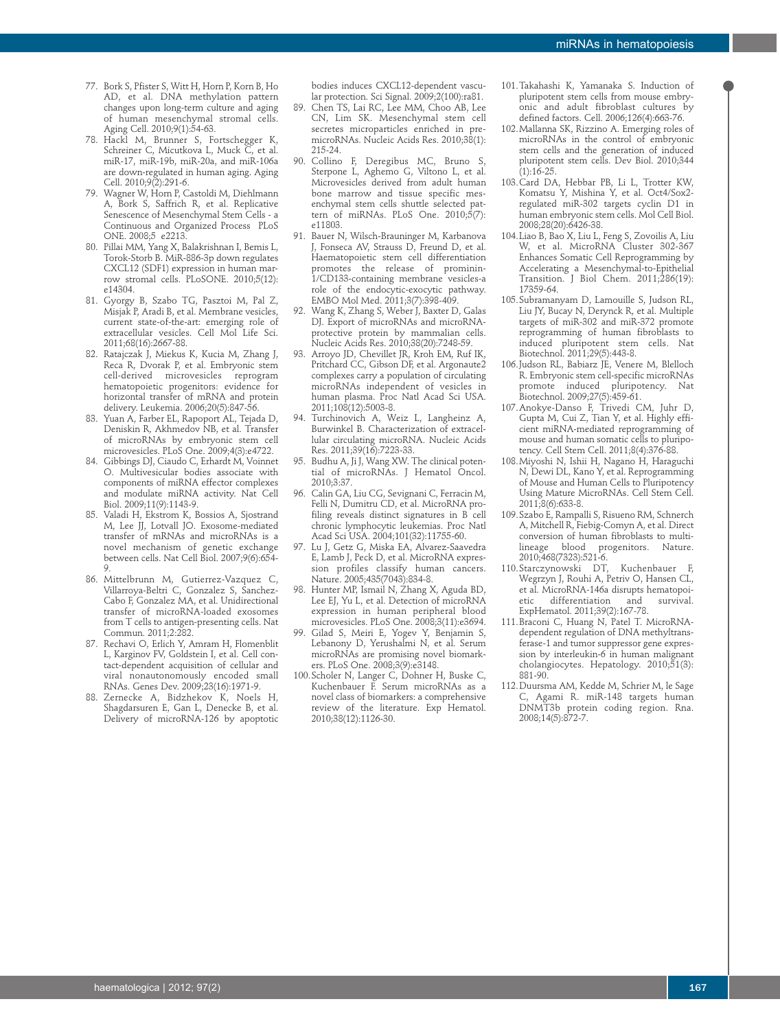77. Bork S, Pfister S, Witt H, Horn P, Korn B, Ho AD, et al. DNA methylation pattern changes upon long-term culture and aging of human mesenchymal stromal cells. Aging Cell. 2010;9(1):54-63.
78. Hackl M, Brunner S, Fortschegger K, Schreiner C, Micutkova L, Muck C, et al. miR-17, miR-19b, miR-20a, and miR-106a are down-regulated in human aging. Aging Cell. 2010;9(2):291-6.
79. Wagner W, Horn P, Castoldi M, Diehlmann A, Bork S, Saffrich R, et al. Replicative Senescence of Mesenchymal Stem Cells - a Continuous and Organized Process PLoS ONE. 2008;5 e2213.
80. Pillai MM, Yang X, Balakrishnan I, Bemis L, Torok-Storb B. MiR-886-3p down regulates CXCL12 (SDF1) expression in human marrow stromal cells. PLoSONE. 2010;5(12): e14304.
81. Gyorgy B, Szabo TG, Pasztoi M, Pal Z, Misjak P, Aradi B, et al. Membrane vesicles, current state-of-the-art: emerging role of extracellular vesicles. Cell Mol Life Sci. 2011;68(16):2667-88.
82. Ratajczak J, Miekus K, Kucia M, Zhang J, Reca R, Dvorak P, et al. Embryonic stem cell-derived microvesicles reprogram hematopoietic progenitors: evidence for horizontal transfer of mRNA and protein delivery. Leukemia. 2006;20(5):847-56.
83. Yuan A, Farber EL, Rapoport AL, Tejada D, Deniskin R, Akhmedov NB, et al. Transfer of microRNAs by embryonic stem cell microvesicles. PLoS One. 2009;4(3):e4722.
84. Gibbings DJ, Ciaudo C, Erhardt M, Voinnet O. Multivesicular bodies associate with components of miRNA effector complexes and modulate miRNA activity. Nat Cell Biol. 2009;11(9):1143-9.
85. Valadi H, Ekstrom K, Bossios A, Sjostrand M, Lee JJ, Lotvall JO. Exosome-mediated transfer of mRNAs and microRNAs is a novel mechanism of genetic exchange between cells. Nat Cell Biol. 2007;9(6):654-9.
86. Mittelbrunn M, Gutierrez-Vazquez C, Villarroya-Beltri C, Gonzalez S, Sanchez-Cabo F, Gonzalez MA, et al. Unidirectional transfer of microRNA-loaded exosomes from T cells to antigen-presenting cells. Nat Commun. 2011;2:282.
87. Rechavi O, Erlich Y, Amram H, Flomenblit L, Karginov FV, Goldstein I, et al. Cell contact-dependent acquisition of cellular and viral nonautonomously encoded small RNAs. Genes Dev. 2009;23(16):1971-9.
88. Zernecke A, Bidzhekov K, Noels H, Shagdarsuren E, Gan L, Denecke B, et al. Delivery of microRNA-126 by apoptotic bodies induces CXCL12-dependent vascular protection. Sci Signal. 2009;2(100):ra81.
89. Chen TS, Lai RC, Lee MM, Choo AB, Lee CN, Lim SK. Mesenchymal stem cell secretes microparticles enriched in pre-microRNAs. Nucleic Acids Res. 2010;38(1): 215-24.
90. Collino F, Deregibus MC, Bruno S, Sterpone L, Aghemo G, Viltono L, et al. Microvesicles derived from adult human bone marrow and tissue specific mesenchymal stem cells shuttle selected pattern of miRNAs. PLoS One. 2010;5(7): e11803.
91. Bauer N, Wilsch-Brauninger M, Karbanova J, Fonseca AV, Strauss D, Freund D, et al. Haematopoietic stem cell differentiation promotes the release of prominin-1/CD133-containing membrane vesicles-a role of the endocytic-exocytic pathway. EMBO Mol Med. 2011;3(7):398-409.
92. Wang K, Zhang S, Weber J, Baxter D, Galas DJ. Export of microRNAs and microRNA-protective protein by mammalian cells. Nucleic Acids Res. 2010;38(20):7248-59.
93. Arroyo JD, Chevillet JR, Kroh EM, Ruf IK, Pritchard CC, Gibson DF, et al. Argonaute2 complexes carry a population of circulating microRNAs independent of vesicles in human plasma. Proc Natl Acad Sci USA. 2011;108(12):5003-8.
94. Turchinovich A, Weiz L, Langheinz A, Burwinkel B. Characterization of extracellular circulating microRNA. Nucleic Acids Res. 2011;39(16):7223-33.
95. Budhu A, Ji J, Wang XW. The clinical potential of microRNAs. J Hematol Oncol. 2010;3:37.
96. Calin GA, Liu CG, Sevignani C, Ferracin M, Felli N, Dumitru CD, et al. MicroRNA profiling reveals distinct signatures in B cell chronic lymphocytic leukemias. Proc Natl Acad Sci USA. 2004;101(32):11755-60.
97. Lu J, Getz G, Miska EA, Alvarez-Saavedra E, Lamb J, Peck D, et al. MicroRNA expression profiles classify human cancers. Nature. 2005;435(7043):834-8.
98. Hunter MP, Ismail N, Zhang X, Aguda BD, Lee EJ, Yu L, et al. Detection of microRNA expression in human peripheral blood microvesicles. PLoS One. 2008;3(11):e3694.
99. Gilad S, Meiri E, Yogev Y, Benjamin S, Lebanony D, Yerushalmi N, et al. Serum microRNAs are promising novel biomarkers. PLoS One. 2008;3(9):e3148.
100. Scholer N, Langer C, Dohner H, Buske C, Kuchenbauer F. Serum microRNAs as a novel class of biomarkers: a comprehensive review of the literature. Exp Hematol. 2010;38(12):1126-30.
101. Takahashi K, Yamanaka S. Induction of pluripotent stem cells from mouse embryonic and adult fibroblast cultures by defined factors. Cell. 2006;126(4):663-76.
102. Mallanna SK, Rizzino A. Emerging roles of microRNAs in the control of embryonic stem cells and the generation of induced pluripotent stem cells. Dev Biol. 2010;344 (1):16-25.
103. Card DA, Hebbar PB, Li L, Trotter KW, Komatsu Y, Mishina Y, et al. Oct4/Sox2-regulated miR-302 targets cyclin D1 in human embryonic stem cells. Mol Cell Biol. 2008;28(20):6426-38.
104. Liao B, Bao X, Liu L, Feng S, Zovoilis A, Liu W, et al. MicroRNA Cluster 302-367 Enhances Somatic Cell Reprogramming by Accelerating a Mesenchymal-to-Epithelial Transition. J Biol Chem. 2011;286(19): 17359-64.
105. Subramanyam D, Lamouille S, Judson RL, Liu JY, Bucay N, Derynck R, et al. Multiple targets of miR-302 and miR-372 promote reprogramming of human fibroblasts to induced pluripotent stem cells. Nat Biotechnol. 2011;29(5):443-8.
106. Judson RL, Babiarz JE, Venere M, Blelloch R. Embryonic stem cell-specific microRNAs promote induced pluripotency. Nat Biotechnol. 2009;27(5):459-61.
107. Anokye-Danso F, Trivedi CM, Juhr D, Gupta M, Cui Z, Tian Y, et al. Highly efficient miRNA-mediated reprogramming of mouse and human somatic cells to pluripotency. Cell Stem Cell. 2011;8(4):376-88.
108. Miyoshi N, Ishii H, Nagano H, Haraguchi N, Dewi DL, Kano Y, et al. Reprogramming of Mouse and Human Cells to Pluripotency Using Mature MicroRNAs. Cell Stem Cell. 2011;8(6):633-8.
109. Szabo E, Rampalli S, Risueno RM, Schnerch A, Mitchell R, Fiebig-Comyn A, et al. Direct conversion of human fibroblasts to multilineage blood progenitors. Nature. 2010;468(7323):521-6.
110. Starczynowski DT, Kuchenbauer F, Wegrzyn J, Rouhi A, Petriv O, Hansen CL, et al. MicroRNA-146a disrupts hematopoietic differentiation and survival. ExpHematol. 2011;39(2):167-78.
111. Braconi C, Huang N, Patel T. MicroRNA-dependent regulation of DNA methyltransferase-1 and tumor suppressor gene expression by interleukin-6 in human malignant cholangiocytes. Hepatology. 2010;51(3): 881-90.
112. Duursma AM, Kedde M, Schrier M, le Sage C, Agami R. miR-148 targets human DNMT3b protein coding region. Rna. 2008;14(5):872-7.